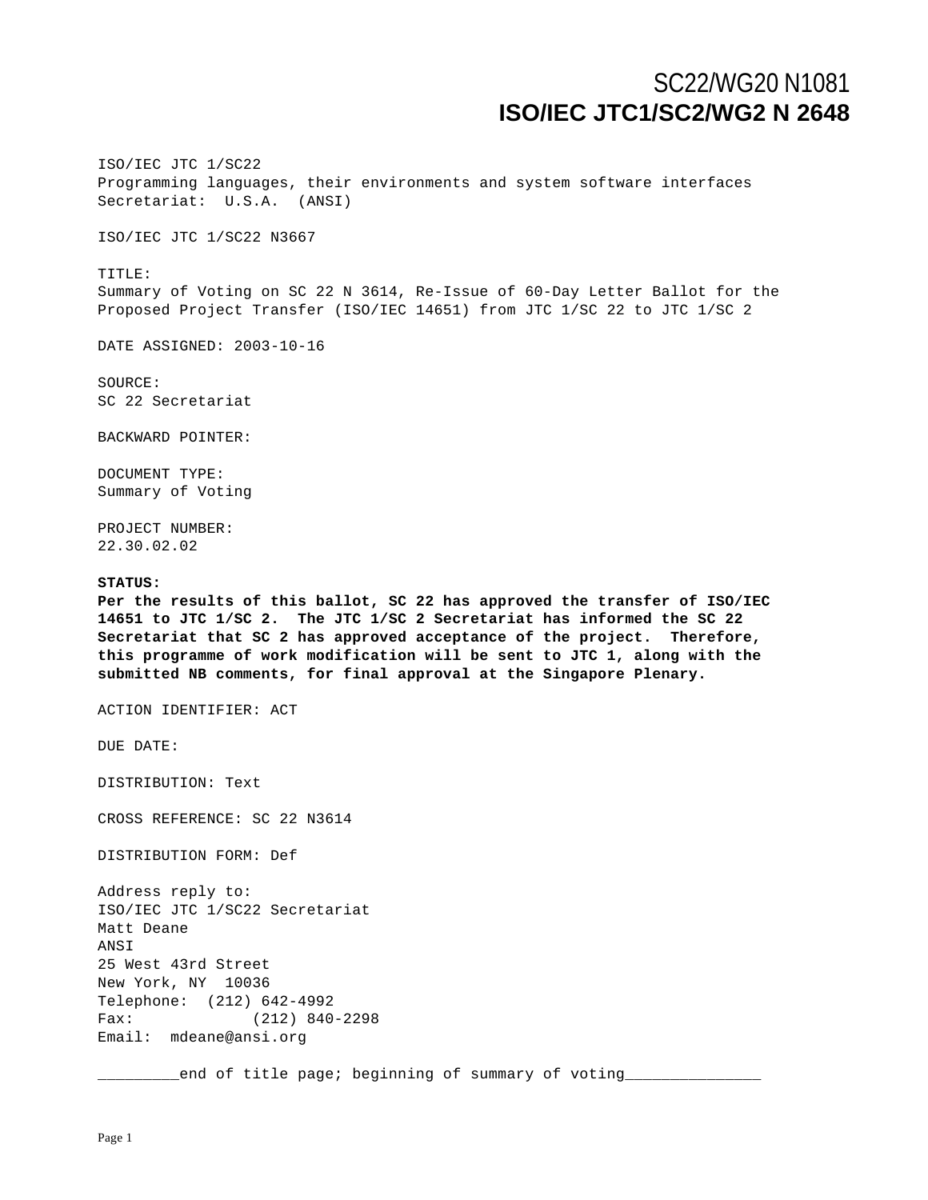# SC22/WG20 N1081
# ISO/IEC JTC1/SC2/WG2 N 2648

ISO/IEC JTC 1/SC22
Programming languages, their environments and system software interfaces
Secretariat: U.S.A. (ANSI)

ISO/IEC JTC 1/SC22 N3667

TITLE:
Summary of Voting on SC 22 N 3614, Re-Issue of 60-Day Letter Ballot for the Proposed Project Transfer (ISO/IEC 14651) from JTC 1/SC 22 to JTC 1/SC 2

DATE ASSIGNED: 2003-10-16

SOURCE:
SC 22 Secretariat

BACKWARD POINTER:

DOCUMENT TYPE:
Summary of Voting

PROJECT NUMBER:
22.30.02.02

**STATUS:**
**Per the results of this ballot, SC 22 has approved the transfer of ISO/IEC 14651 to JTC 1/SC 2. The JTC 1/SC 2 Secretariat has informed the SC 22 Secretariat that SC 2 has approved acceptance of the project. Therefore, this programme of work modification will be sent to JTC 1, along with the submitted NB comments, for final approval at the Singapore Plenary.**

ACTION IDENTIFIER: ACT

DUE DATE:

DISTRIBUTION: Text

CROSS REFERENCE: SC 22 N3614

DISTRIBUTION FORM: Def

Address reply to:
ISO/IEC JTC 1/SC22 Secretariat
Matt Deane
ANSI
25 West 43rd Street
New York, NY 10036
Telephone: (212) 642-4992
Fax: (212) 840-2298
Email: mdeane@ansi.org

_________end of title page; beginning of summary of voting______________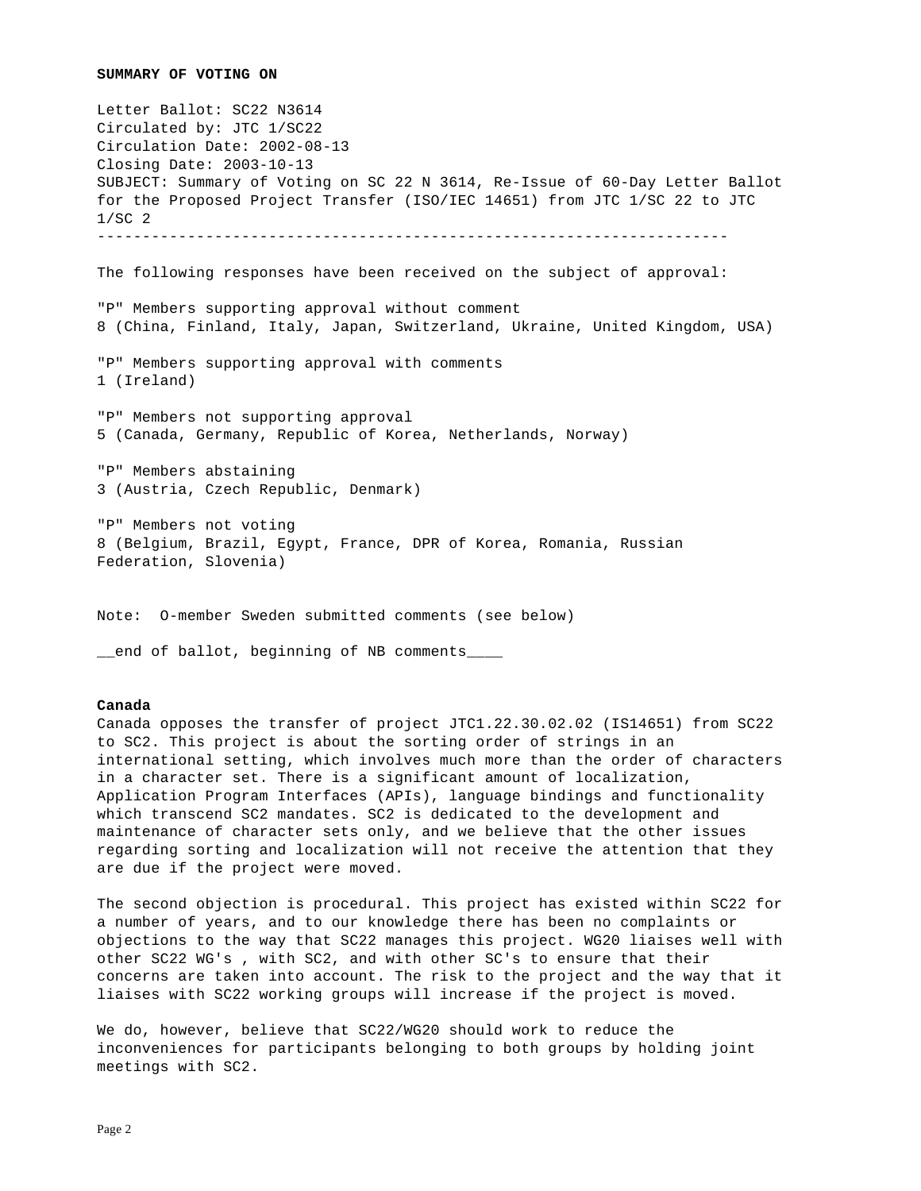**SUMMARY OF VOTING ON**

Letter Ballot: SC22 N3614
Circulated by: JTC 1/SC22
Circulation Date: 2002-08-13
Closing Date: 2003-10-13
SUBJECT: Summary of Voting on SC 22 N 3614, Re-Issue of 60-Day Letter Ballot for the Proposed Project Transfer (ISO/IEC 14651) from JTC 1/SC 22 to JTC 1/SC 2

---

The following responses have been received on the subject of approval:

"P" Members supporting approval without comment
8 (China, Finland, Italy, Japan, Switzerland, Ukraine, United Kingdom, USA)

"P" Members supporting approval with comments
1 (Ireland)

"P" Members not supporting approval
5 (Canada, Germany, Republic of Korea, Netherlands, Norway)

"P" Members abstaining
3 (Austria, Czech Republic, Denmark)

"P" Members not voting
8 (Belgium, Brazil, Egypt, France, DPR of Korea, Romania, Russian Federation, Slovenia)

Note: O-member Sweden submitted comments (see below)

__end of ballot, beginning of NB comments____

**Canada**

Canada opposes the transfer of project JTC1.22.30.02.02 (IS14651) from SC22 to SC2. This project is about the sorting order of strings in an international setting, which involves much more than the order of characters in a character set. There is a significant amount of localization, Application Program Interfaces (APIs), language bindings and functionality which transcend SC2 mandates. SC2 is dedicated to the development and maintenance of character sets only, and we believe that the other issues regarding sorting and localization will not receive the attention that they are due if the project were moved.

The second objection is procedural. This project has existed within SC22 for a number of years, and to our knowledge there has been no complaints or objections to the way that SC22 manages this project. WG20 liaises well with other SC22 WG's , with SC2, and with other SC's to ensure that their concerns are taken into account. The risk to the project and the way that it liaises with SC22 working groups will increase if the project is moved.

We do, however, believe that SC22/WG20 should work to reduce the inconveniences for participants belonging to both groups by holding joint meetings with SC2.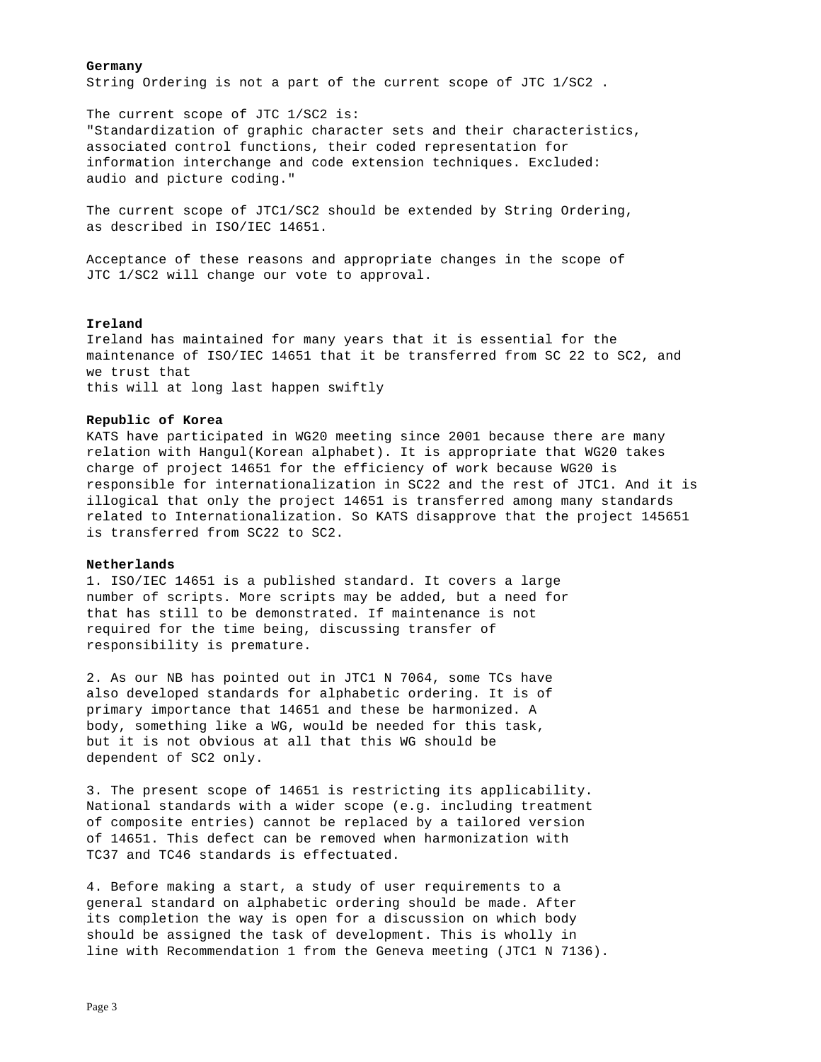**Germany**

String Ordering is not a part of the current scope of JTC 1/SC2 .

The current scope of JTC 1/SC2 is:
"Standardization of graphic character sets and their characteristics, associated control functions, their coded representation for information interchange and code extension techniques. Excluded: audio and picture coding."

The current scope of JTC1/SC2 should be extended by String Ordering, as described in ISO/IEC 14651.

Acceptance of these reasons and appropriate changes in the scope of JTC 1/SC2 will change our vote to approval.

**Ireland**

Ireland has maintained for many years that it is essential for the maintenance of ISO/IEC 14651 that it be transferred from SC 22 to SC2, and we trust that
this will at long last happen swiftly

**Republic of Korea**

KATS have participated in WG20 meeting since 2001 because there are many relation with Hangul(Korean alphabet). It is appropriate that WG20 takes charge of project 14651 for the efficiency of work because WG20 is responsible for internationalization in SC22 and the rest of JTC1. And it is illogical that only the project 14651 is transferred among many standards related to Internationalization. So KATS disapprove that the project 145651 is transferred from SC22 to SC2.

**Netherlands**

1. ISO/IEC 14651 is a published standard. It covers a large number of scripts. More scripts may be added, but a need for that has still to be demonstrated. If maintenance is not required for the time being, discussing transfer of responsibility is premature.

2. As our NB has pointed out in JTC1 N 7064, some TCs have also developed standards for alphabetic ordering. It is of primary importance that 14651 and these be harmonized. A body, something like a WG, would be needed for this task, but it is not obvious at all that this WG should be dependent of SC2 only.

3. The present scope of 14651 is restricting its applicability. National standards with a wider scope (e.g. including treatment of composite entries) cannot be replaced by a tailored version of 14651. This defect can be removed when harmonization with TC37 and TC46 standards is effectuated.

4. Before making a start, a study of user requirements to a general standard on alphabetic ordering should be made. After its completion the way is open for a discussion on which body should be assigned the task of development. This is wholly in line with Recommendation 1 from the Geneva meeting (JTC1 N 7136).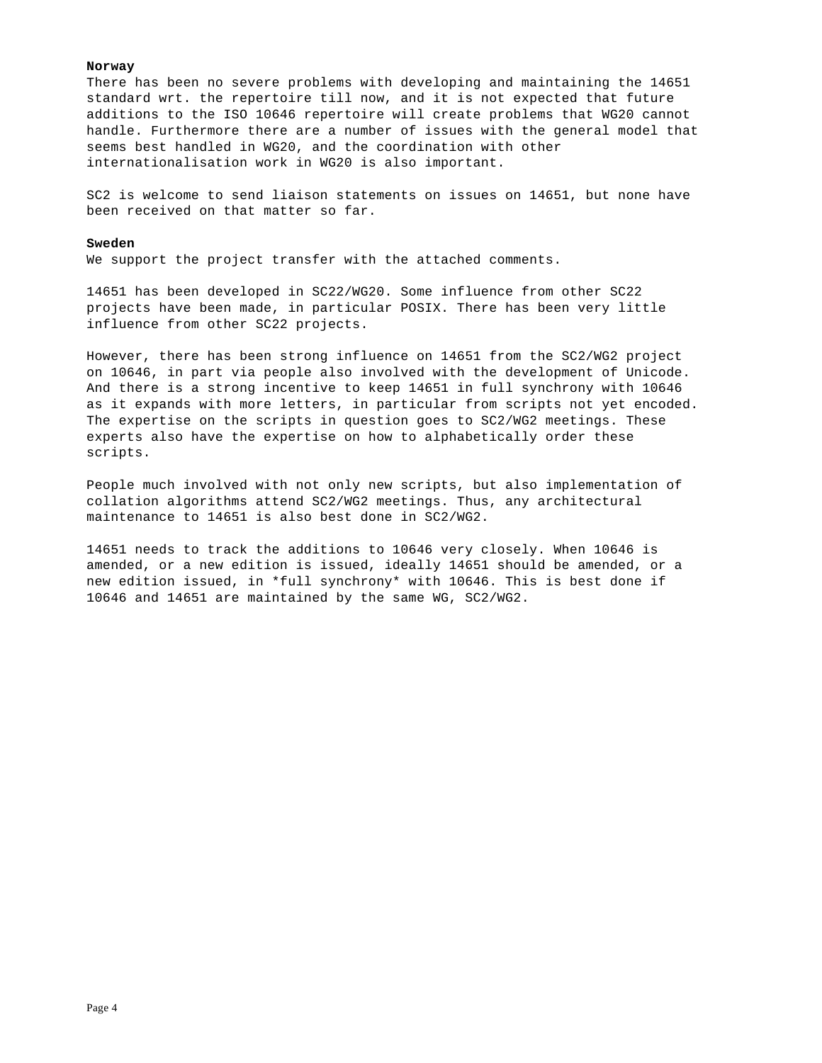**Norway**

There has been no severe problems with developing and maintaining the 14651 standard wrt. the repertoire till now, and it is not expected that future additions to the ISO 10646 repertoire will create problems that WG20 cannot handle. Furthermore there are a number of issues with the general model that seems best handled in WG20, and the coordination with other internationalisation work in WG20 is also important.

SC2 is welcome to send liaison statements on issues on 14651, but none have been received on that matter so far.

**Sweden**

We support the project transfer with the attached comments.

14651 has been developed in SC22/WG20. Some influence from other SC22 projects have been made, in particular POSIX. There has been very little influence from other SC22 projects.

However, there has been strong influence on 14651 from the SC2/WG2 project on 10646, in part via people also involved with the development of Unicode. And there is a strong incentive to keep 14651 in full synchrony with 10646 as it expands with more letters, in particular from scripts not yet encoded. The expertise on the scripts in question goes to SC2/WG2 meetings. These experts also have the expertise on how to alphabetically order these scripts.

People much involved with not only new scripts, but also implementation of collation algorithms attend SC2/WG2 meetings. Thus, any architectural maintenance to 14651 is also best done in SC2/WG2.

14651 needs to track the additions to 10646 very closely. When 10646 is amended, or a new edition is issued, ideally 14651 should be amended, or a new edition issued, in *full synchrony* with 10646. This is best done if 10646 and 14651 are maintained by the same WG, SC2/WG2.